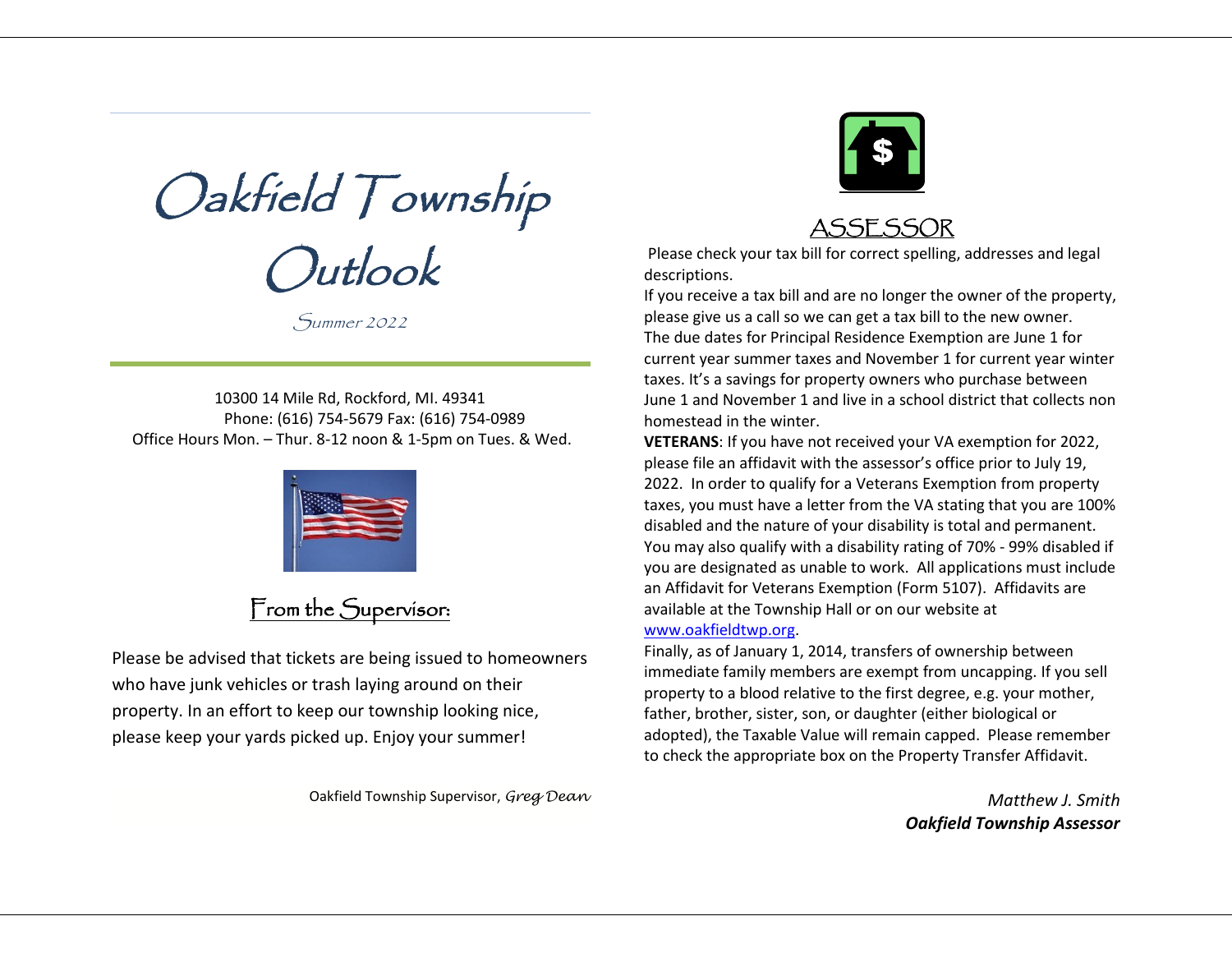# Oakfield Township Outlook

*Summer 2022*

10300 14 Mile Rd, Rockford, MI. 49341
Phone: (616) 754-5679 Fax: (616) 754-0989
Office Hours Mon. – Thur. 8-12 noon & 1-5pm on Tues. & Wed.

## From the Supervisor:

Please be advised that tickets are being issued to homeowners who have junk vehicles or trash laying around on their property. In an effort to keep our township looking nice, please keep your yards picked up. Enjoy your summer!

Oakfield Township Supervisor, *Greg Dean*

## ASSESSOR

Please check your tax bill for correct spelling, addresses and legal descriptions.

If you receive a tax bill and are no longer the owner of the property, please give us a call so we can get a tax bill to the new owner.

The due dates for Principal Residence Exemption are June 1 for current year summer taxes and November 1 for current year winter taxes. It's a savings for property owners who purchase between June 1 and November 1 and live in a school district that collects non homestead in the winter.

**VETERANS**: If you have not received your VA exemption for 2022, please file an affidavit with the assessor's office prior to July 19, 2022. In order to qualify for a Veterans Exemption from property taxes, you must have a letter from the VA stating that you are 100% disabled and the nature of your disability is total and permanent. You may also qualify with a disability rating of 70% - 99% disabled if you are designated as unable to work. All applications must include an Affidavit for Veterans Exemption (Form 5107). Affidavits are available at the Township Hall or on our website at [www.oakfieldtwp.org](http://www.oakfieldtwp.org).

Finally, as of January 1, 2014, transfers of ownership between immediate family members are exempt from uncapping. If you sell property to a blood relative to the first degree, e.g. your mother, father, brother, sister, son, or daughter (either biological or adopted), the Taxable Value will remain capped. Please remember to check the appropriate box on the Property Transfer Affidavit.

*Matthew J. Smith*
***Oakfield Township Assessor***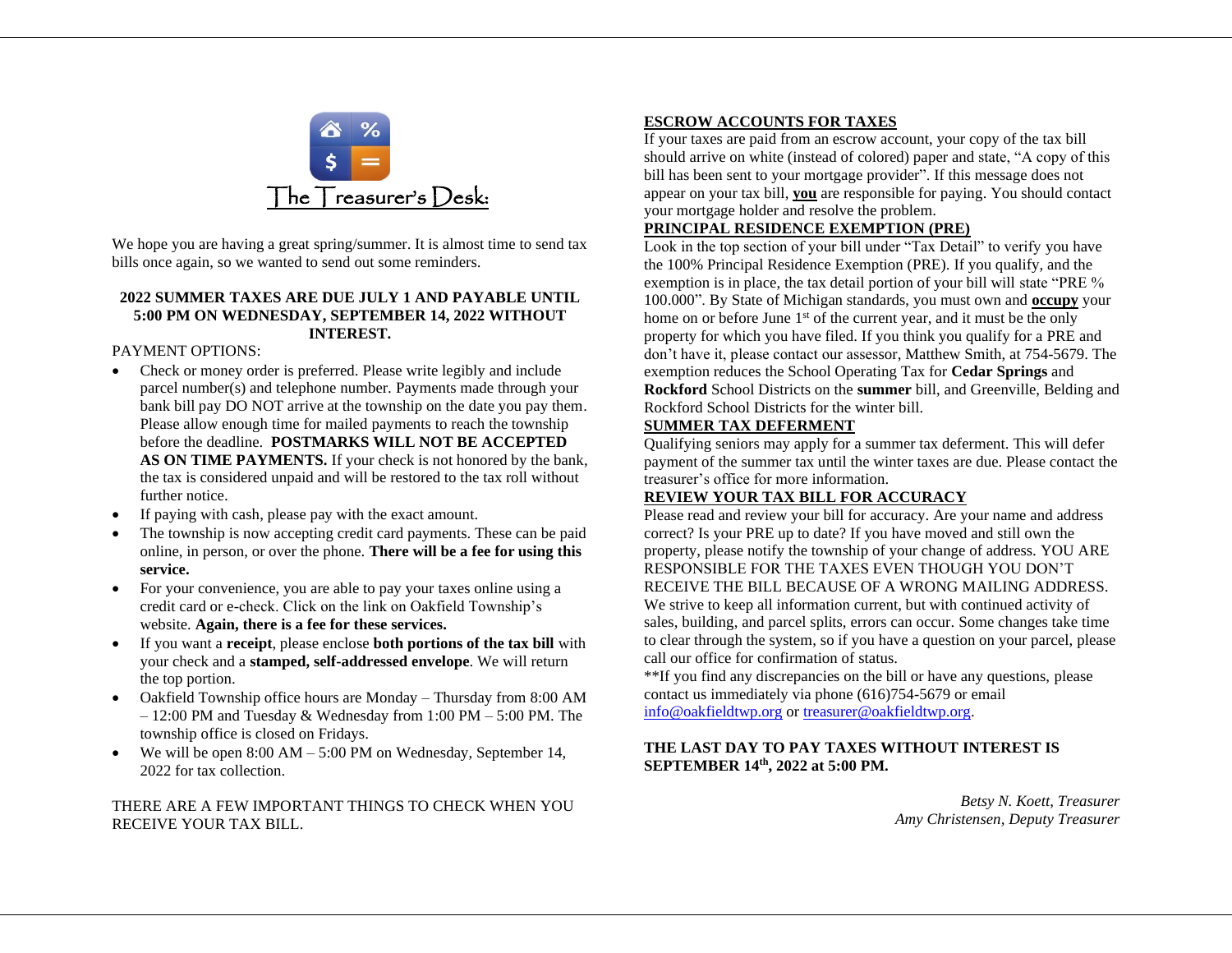## The Treasurer's Desk:

We hope you are having a great spring/summer. It is almost time to send tax bills once again, so we wanted to send out some reminders.

**2022 SUMMER TAXES ARE DUE JULY 1 AND PAYABLE UNTIL 5:00 PM ON WEDNESDAY, SEPTEMBER 14, 2022 WITHOUT INTEREST.**

PAYMENT OPTIONS:

- Check or money order is preferred. Please write legibly and include parcel number(s) and telephone number. Payments made through your bank bill pay DO NOT arrive at the township on the date you pay them. Please allow enough time for mailed payments to reach the township before the deadline. **POSTMARKS WILL NOT BE ACCEPTED AS ON TIME PAYMENTS.** If your check is not honored by the bank, the tax is considered unpaid and will be restored to the tax roll without further notice.
- If paying with cash, please pay with the exact amount.
- The township is now accepting credit card payments. These can be paid online, in person, or over the phone. **There will be a fee for using this service.**
- For your convenience, you are able to pay your taxes online using a credit card or e-check. Click on the link on Oakfield Township's website. **Again, there is a fee for these services.**
- If you want a **receipt**, please enclose **both portions of the tax bill** with your check and a **stamped, self-addressed envelope**. We will return the top portion.
- Oakfield Township office hours are Monday – Thursday from 8:00 AM – 12:00 PM and Tuesday & Wednesday from 1:00 PM – 5:00 PM. The township office is closed on Fridays.
- We will be open 8:00 AM – 5:00 PM on Wednesday, September 14, 2022 for tax collection.

THERE ARE A FEW IMPORTANT THINGS TO CHECK WHEN YOU RECEIVE YOUR TAX BILL.

**ESCROW ACCOUNTS FOR TAXES**

If your taxes are paid from an escrow account, your copy of the tax bill should arrive on white (instead of colored) paper and state, "A copy of this bill has been sent to your mortgage provider". If this message does not appear on your tax bill, **you** are responsible for paying. You should contact your mortgage holder and resolve the problem.

**PRINCIPAL RESIDENCE EXEMPTION (PRE)**

Look in the top section of your bill under "Tax Detail" to verify you have the 100% Principal Residence Exemption (PRE). If you qualify, and the exemption is in place, the tax detail portion of your bill will state "PRE % 100.000". By State of Michigan standards, you must own and **occupy** your home on or before June 1st of the current year, and it must be the only property for which you have filed. If you think you qualify for a PRE and don't have it, please contact our assessor, Matthew Smith, at 754-5679. The exemption reduces the School Operating Tax for **Cedar Springs** and **Rockford** School Districts on the **summer** bill, and Greenville, Belding and Rockford School Districts for the winter bill.

**SUMMER TAX DEFERMENT**

Qualifying seniors may apply for a summer tax deferment. This will defer payment of the summer tax until the winter taxes are due. Please contact the treasurer's office for more information.

**REVIEW YOUR TAX BILL FOR ACCURACY**

Please read and review your bill for accuracy. Are your name and address correct? Is your PRE up to date? If you have moved and still own the property, please notify the township of your change of address. YOU ARE RESPONSIBLE FOR THE TAXES EVEN THOUGH YOU DON'T RECEIVE THE BILL BECAUSE OF A WRONG MAILING ADDRESS. We strive to keep all information current, but with continued activity of sales, building, and parcel splits, errors can occur. Some changes take time to clear through the system, so if you have a question on your parcel, please call our office for confirmation of status.

**If you find any discrepancies on the bill or have any questions, please contact us immediately via phone (616)754-5679 or email info@oakfieldtwp.org or treasurer@oakfieldtwp.org.

**THE LAST DAY TO PAY TAXES WITHOUT INTEREST IS SEPTEMBER 14th, 2022 at 5:00 PM.**

*Betsy N. Koett, Treasurer*
*Amy Christensen, Deputy Treasurer*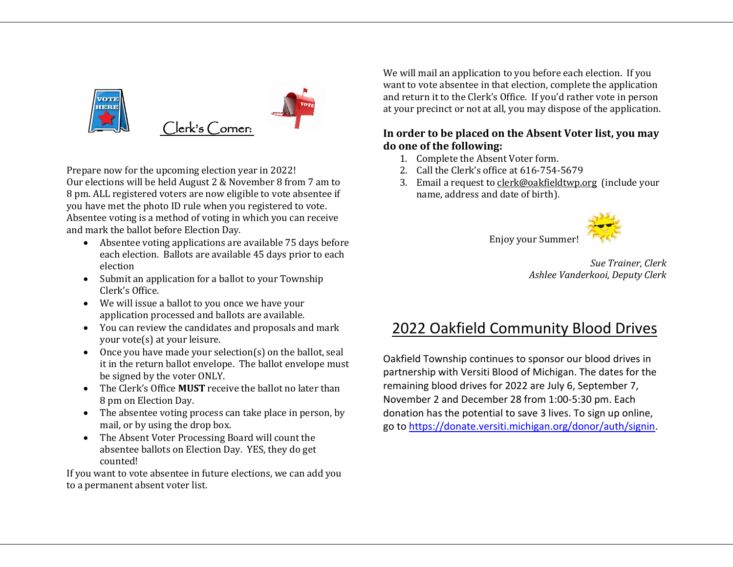## Clerk's Corner:

Prepare now for the upcoming election year in 2022!
Our elections will be held August 2 & November 8 from 7 am to 8 pm. ALL registered voters are now eligible to vote absentee if you have met the photo ID rule when you registered to vote. Absentee voting is a method of voting in which you can receive and mark the ballot before Election Day.

- Absentee voting applications are available 75 days before each election. Ballots are available 45 days prior to each election
- Submit an application for a ballot to your Township Clerk's Office.
- We will issue a ballot to you once we have your application processed and ballots are available.
- You can review the candidates and proposals and mark your vote(s) at your leisure.
- Once you have made your selection(s) on the ballot, seal it in the return ballot envelope. The ballot envelope must be signed by the voter ONLY.
- The Clerk's Office **MUST** receive the ballot no later than 8 pm on Election Day.
- The absentee voting process can take place in person, by mail, or by using the drop box.
- The Absent Voter Processing Board will count the absentee ballots on Election Day. YES, they do get counted!

If you want to vote absentee in future elections, we can add you to a permanent absent voter list.

We will mail an application to you before each election. If you want to vote absentee in that election, complete the application and return it to the Clerk's Office. If you'd rather vote in person at your precinct or not at all, you may dispose of the application.

**In order to be placed on the Absent Voter list, you may do one of the following:**

1. Complete the Absent Voter form.
2. Call the Clerk's office at 616-754-5679
3. Email a request to clerk@oakfieldtwp.org (include your name, address and date of birth).

Enjoy your Summer!

*Sue Trainer, Clerk*
*Ashlee Vanderkooi, Deputy Clerk*

## 2022 Oakfield Community Blood Drives

Oakfield Township continues to sponsor our blood drives in partnership with Versiti Blood of Michigan. The dates for the remaining blood drives for 2022 are July 6, September 7, November 2 and December 28 from 1:00-5:30 pm. Each donation has the potential to save 3 lives. To sign up online, go to https://donate.versiti.michigan.org/donor/auth/signin.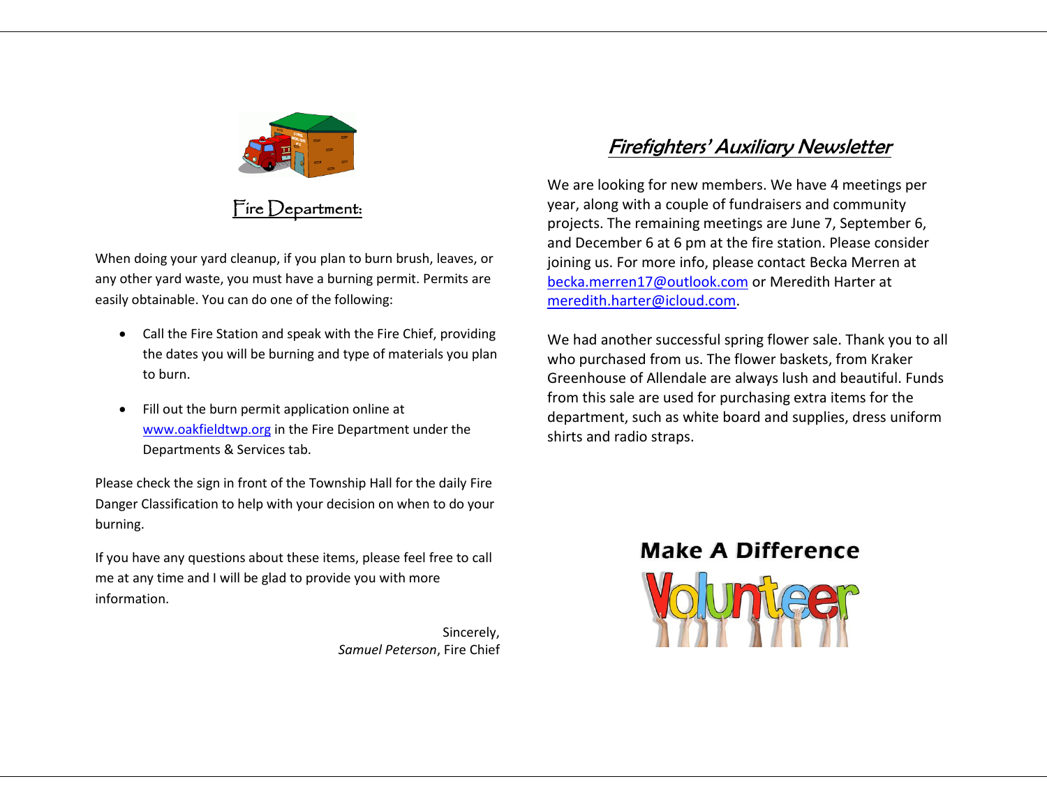## Fire Department:

When doing your yard cleanup, if you plan to burn brush, leaves, or any other yard waste, you must have a burning permit. Permits are easily obtainable. You can do one of the following:

- Call the Fire Station and speak with the Fire Chief, providing the dates you will be burning and type of materials you plan to burn.
- Fill out the burn permit application online at [www.oakfieldtwp.org](www.oakfieldtwp.org) in the Fire Department under the Departments & Services tab.

Please check the sign in front of the Township Hall for the daily Fire Danger Classification to help with your decision on when to do your burning.

If you have any questions about these items, please feel free to call me at any time and I will be glad to provide you with more information.

Sincerely,
*Samuel Peterson*, Fire Chief

## *Firefighters' Auxiliary Newsletter*

We are looking for new members. We have 4 meetings per year, along with a couple of fundraisers and community projects. The remaining meetings are June 7, September 6, and December 6 at 6 pm at the fire station. Please consider joining us. For more info, please contact Becka Merren at becka.merren17@outlook.com or Meredith Harter at meredith.harter@icloud.com.

We had another successful spring flower sale. Thank you to all who purchased from us. The flower baskets, from Kraker Greenhouse of Allendale are always lush and beautiful. Funds from this sale are used for purchasing extra items for the department, such as white board and supplies, dress uniform shirts and radio straps.

**Make A Difference**

Volunteer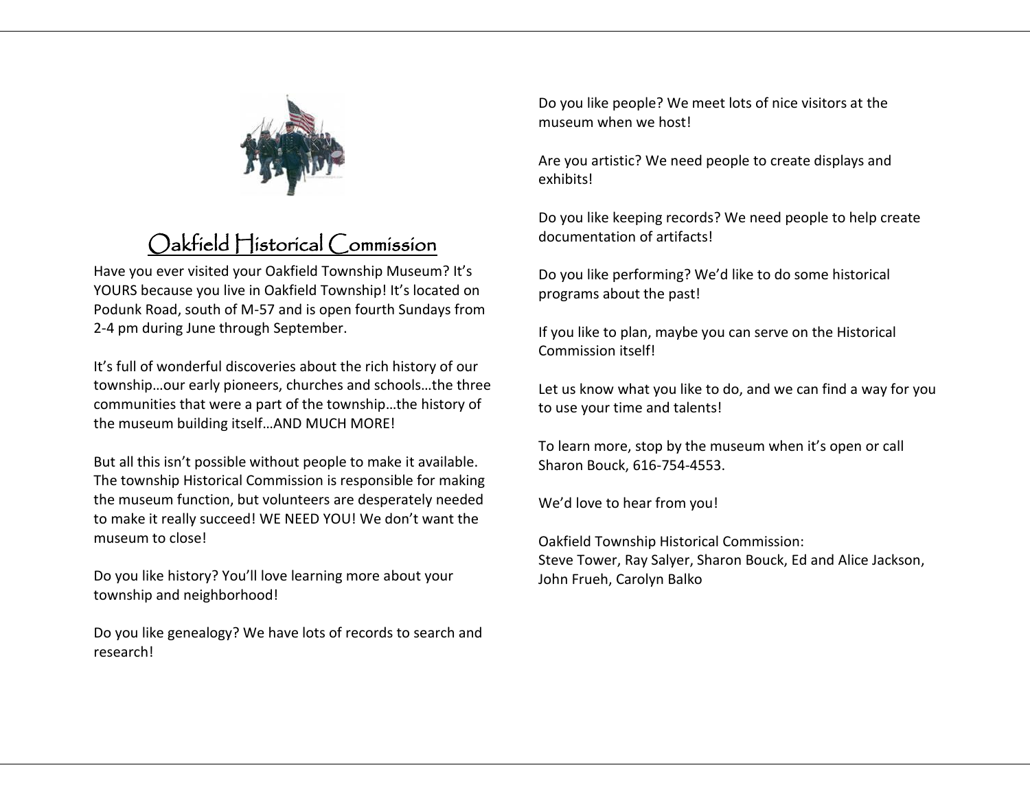# Oakfield Historical Commission

Have you ever visited your Oakfield Township Museum? It's YOURS because you live in Oakfield Township! It's located on Podunk Road, south of M-57 and is open fourth Sundays from 2-4 pm during June through September.

It's full of wonderful discoveries about the rich history of our township…our early pioneers, churches and schools…the three communities that were a part of the township…the history of the museum building itself…AND MUCH MORE!

But all this isn't possible without people to make it available. The township Historical Commission is responsible for making the museum function, but volunteers are desperately needed to make it really succeed! WE NEED YOU! We don't want the museum to close!

Do you like history? You'll love learning more about your township and neighborhood!

Do you like genealogy? We have lots of records to search and research!

Do you like people? We meet lots of nice visitors at the museum when we host!

Are you artistic? We need people to create displays and exhibits!

Do you like keeping records? We need people to help create documentation of artifacts!

Do you like performing? We'd like to do some historical programs about the past!

If you like to plan, maybe you can serve on the Historical Commission itself!

Let us know what you like to do, and we can find a way for you to use your time and talents!

To learn more, stop by the museum when it's open or call Sharon Bouck, 616-754-4553.

We'd love to hear from you!

Oakfield Township Historical Commission:
Steve Tower, Ray Salyer, Sharon Bouck, Ed and Alice Jackson, John Frueh, Carolyn Balko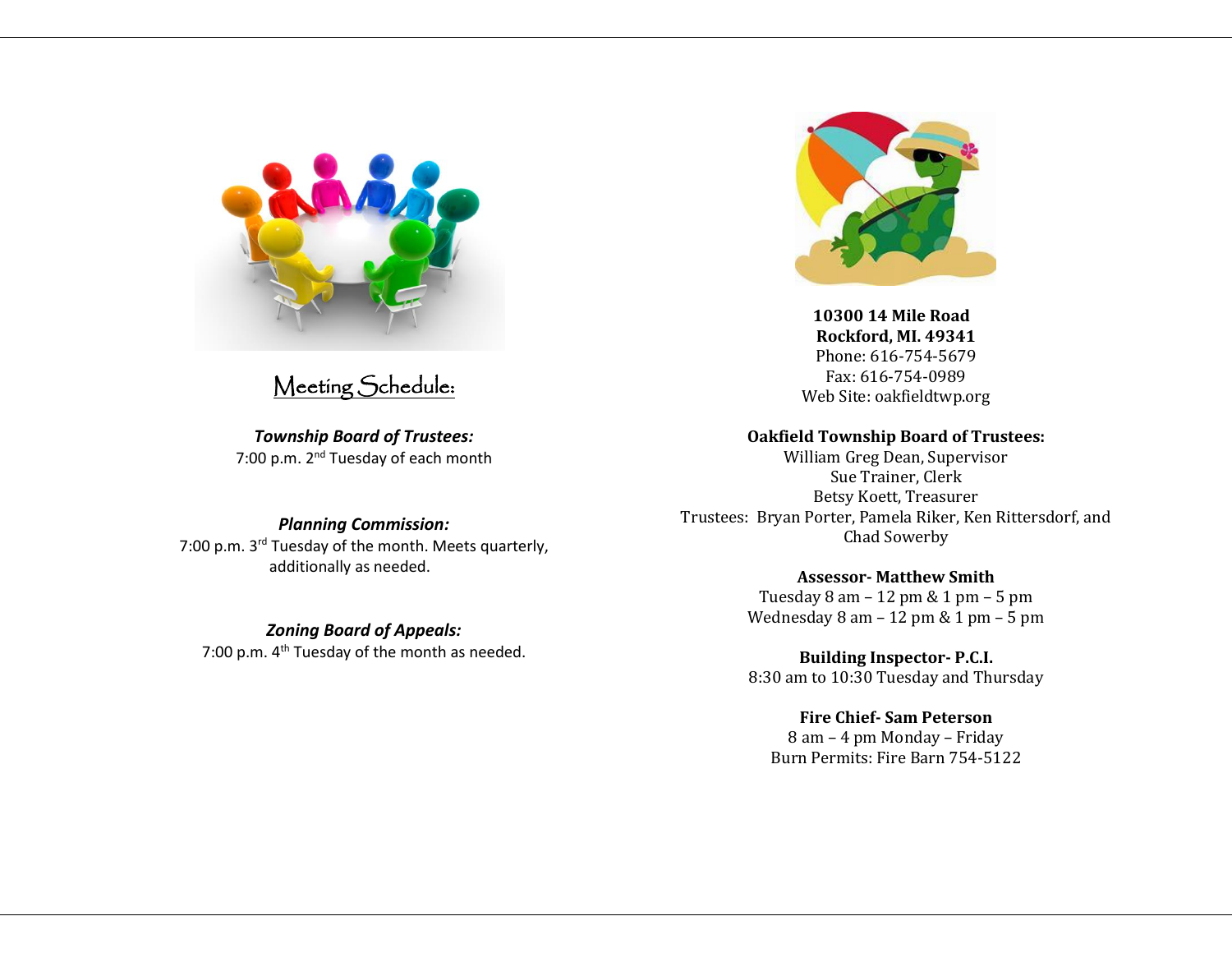## Meeting Schedule:

***Township Board of Trustees:***
7:00 p.m. 2nd Tuesday of each month

***Planning Commission:***
7:00 p.m. 3rd Tuesday of the month. Meets quarterly, additionally as needed.

***Zoning Board of Appeals:***
7:00 p.m. 4th Tuesday of the month as needed.

**10300 14 Mile Road**
**Rockford, MI. 49341**
Phone: 616-754-5679
Fax: 616-754-0989
Web Site: oakfieldtwp.org

**Oakfield Township Board of Trustees:**
William Greg Dean, Supervisor
Sue Trainer, Clerk
Betsy Koett, Treasurer
Trustees: Bryan Porter, Pamela Riker, Ken Rittersdorf, and Chad Sowerby

**Assessor- Matthew Smith**
Tuesday 8 am – 12 pm & 1 pm – 5 pm
Wednesday 8 am – 12 pm & 1 pm – 5 pm

**Building Inspector- P.C.I.**
8:30 am to 10:30 Tuesday and Thursday

**Fire Chief- Sam Peterson**
8 am – 4 pm Monday – Friday
Burn Permits: Fire Barn 754-5122